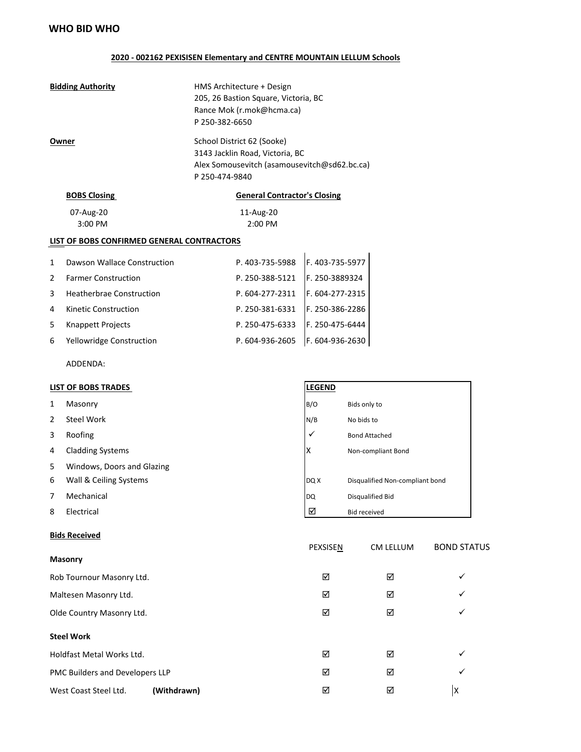# WHO BID WHO

**2020 - 002162 PEXISISEN Elementary and CENTRE MOUNTAIN LELLUM Schools**

**Bidding Authority**
HMS Architecture + Design
205, 26 Bastion Square, Victoria, BC
Rance Mok (r.mok@hcma.ca)
P 250-382-6650

**Owner**
School District 62 (Sooke)
3143 Jacklin Road, Victoria, BC
Alex Somousevitch (asamousevitch@sd62.bc.ca)
P 250-474-9840

| **BOBS Closing** | **General Contractor's Closing** |
|---|---|
| 07-Aug-20 | 11-Aug-20 |
| 3:00 PM | 2:00 PM |

**LIST OF BOBS CONFIRMED GENERAL CONTRACTORS**

| # | Contractor | Phone | Fax |
|---|---|---|---|
| 1 | Dawson Wallace Construction | P. 403-735-5988 | F. 403-735-5977 |
| 2 | Farmer Construction | P. 250-388-5121 | F. 250-3889324 |
| 3 | Heatherbrae Construction | P. 604-277-2311 | F. 604-277-2315 |
| 4 | Kinetic Construction | P. 250-381-6331 | F. 250-386-2286 |
| 5 | Knappett Projects | P. 250-475-6333 | F. 250-475-6444 |
| 6 | Yellowridge Construction | P. 604-936-2605 | F. 604-936-2630 |

ADDENDA:

**LIST OF BOBS TRADES**

1. Masonry
2. Steel Work
3. Roofing
4. Cladding Systems
5. Windows, Doors and Glazing
6. Wall & Ceiling Systems
7. Mechanical
8. Electrical

| **LEGEND** | |
|---|---|
| B/O | Bids only to |
| N/B | No bids to |
| ✓ | Bond Attached |
| X | Non-compliant Bond |
| DQ X | Disqualified Non-compliant bond |
| DQ | Disqualified Bid |
| ☑ | Bid received |

**Bids Received**

| | PEXSISEN | CM LELLUM | BOND STATUS |
|---|---|---|---|
| **Masonry** | | | |
| Rob Tournour Masonry Ltd. | ☑ | ☑ | ✓ |
| Maltesen Masonry Ltd. | ☑ | ☑ | ✓ |
| Olde Country Masonry Ltd. | ☑ | ☑ | ✓ |
| **Steel Work** | | | |
| Holdfast Metal Works Ltd. | ☑ | ☑ | ✓ |
| PMC Builders and Developers LLP | ☑ | ☑ | ✓ |
| West Coast Steel Ltd. **(Withdrawn)** | ☑ | ☑ | X |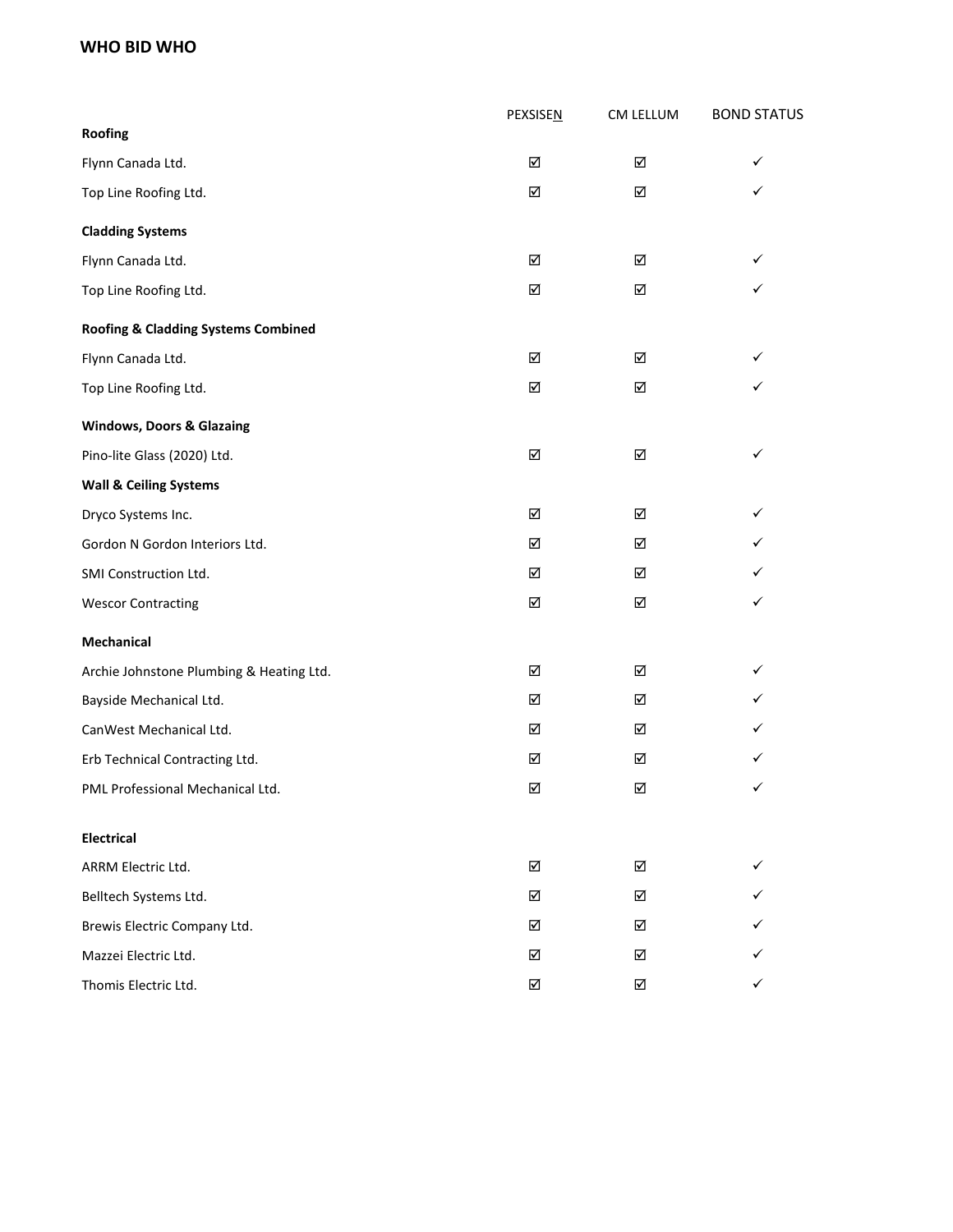## WHO BID WHO

| | PEXSISEN | CM LELLUM | BOND STATUS |
|---|---|---|---|
| **Roofing** | | | |
| Flynn Canada Ltd. | ☑ | ☑ | ✓ |
| Top Line Roofing Ltd. | ☑ | ☑ | ✓ |
| **Cladding Systems** | | | |
| Flynn Canada Ltd. | ☑ | ☑ | ✓ |
| Top Line Roofing Ltd. | ☑ | ☑ | ✓ |
| **Roofing & Cladding Systems Combined** | | | |
| Flynn Canada Ltd. | ☑ | ☑ | ✓ |
| Top Line Roofing Ltd. | ☑ | ☑ | ✓ |
| **Windows, Doors & Glazaing** | | | |
| Pino-lite Glass (2020) Ltd. | ☑ | ☑ | ✓ |
| **Wall & Ceiling Systems** | | | |
| Dryco Systems Inc. | ☑ | ☑ | ✓ |
| Gordon N Gordon Interiors Ltd. | ☑ | ☑ | ✓ |
| SMI Construction Ltd. | ☑ | ☑ | ✓ |
| Wescor Contracting | ☑ | ☑ | ✓ |
| **Mechanical** | | | |
| Archie Johnstone Plumbing & Heating Ltd. | ☑ | ☑ | ✓ |
| Bayside Mechanical Ltd. | ☑ | ☑ | ✓ |
| CanWest Mechanical Ltd. | ☑ | ☑ | ✓ |
| Erb Technical Contracting Ltd. | ☑ | ☑ | ✓ |
| PML Professional Mechanical Ltd. | ☑ | ☑ | ✓ |
| **Electrical** | | | |
| ARRM Electric Ltd. | ☑ | ☑ | ✓ |
| Belltech Systems Ltd. | ☑ | ☑ | ✓ |
| Brewis Electric Company Ltd. | ☑ | ☑ | ✓ |
| Mazzei Electric Ltd. | ☑ | ☑ | ✓ |
| Thomis Electric Ltd. | ☑ | ☑ | ✓ |